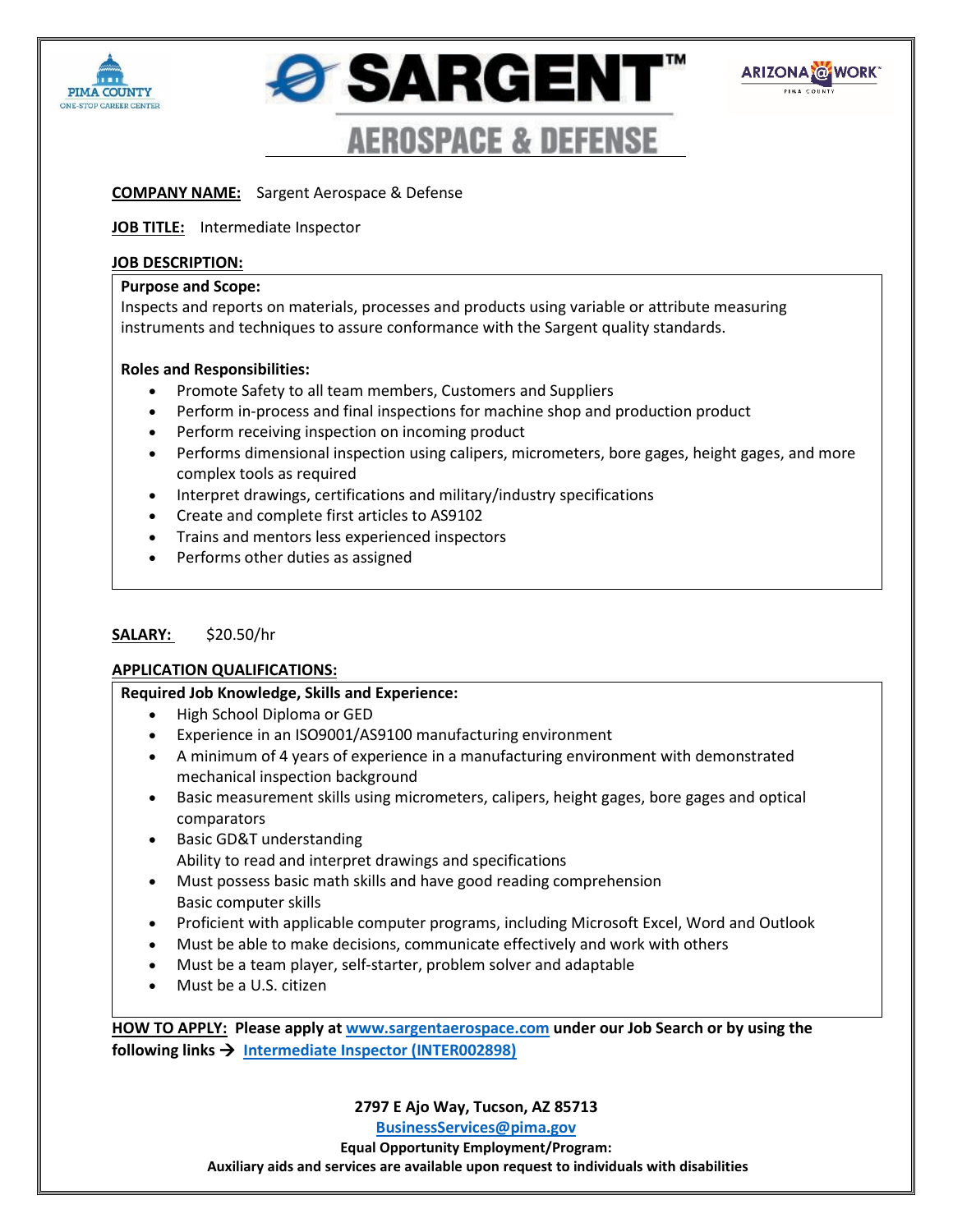# SARGENT™ AEROSPACE & DEFENSE

**COMPANY NAME:** Sargent Aerospace & Defense

**JOB TITLE:** Intermediate Inspector

**JOB DESCRIPTION:**

**Purpose and Scope:**
Inspects and reports on materials, processes and products using variable or attribute measuring instruments and techniques to assure conformance with the Sargent quality standards.

**Roles and Responsibilities:**

- Promote Safety to all team members, Customers and Suppliers
- Perform in-process and final inspections for machine shop and production product
- Perform receiving inspection on incoming product
- Performs dimensional inspection using calipers, micrometers, bore gages, height gages, and more complex tools as required
- Interpret drawings, certifications and military/industry specifications
- Create and complete first articles to AS9102
- Trains and mentors less experienced inspectors
- Performs other duties as assigned

**SALARY:** $20.50/hr

**APPLICATION QUALIFICATIONS:**

**Required Job Knowledge, Skills and Experience:**

- High School Diploma or GED
- Experience in an ISO9001/AS9100 manufacturing environment
- A minimum of 4 years of experience in a manufacturing environment with demonstrated mechanical inspection background
- Basic measurement skills using micrometers, calipers, height gages, bore gages and optical comparators
- Basic GD&T understanding
  Ability to read and interpret drawings and specifications
- Must possess basic math skills and have good reading comprehension
  Basic computer skills
- Proficient with applicable computer programs, including Microsoft Excel, Word and Outlook
- Must be able to make decisions, communicate effectively and work with others
- Must be a team player, self-starter, problem solver and adaptable
- Must be a U.S. citizen

**HOW TO APPLY: Please apply at www.sargentaerospace.com under our Job Search or by using the following links → Intermediate Inspector (INTER002898)**

**2797 E Ajo Way, Tucson, AZ 85713**

**BusinessServices@pima.gov**

**Equal Opportunity Employment/Program:**

**Auxiliary aids and services are available upon request to individuals with disabilities**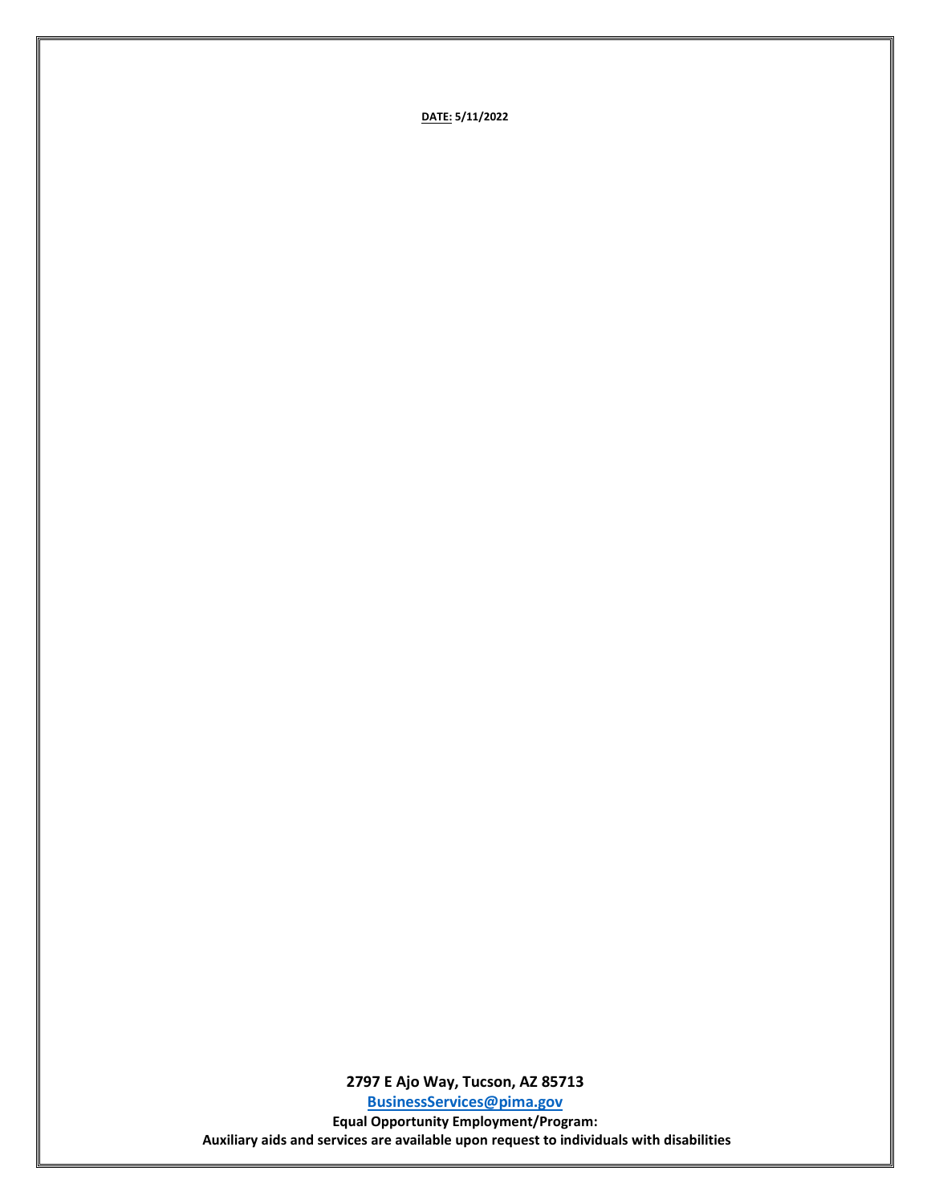**DATE: 5/11/2022**

**2797 E Ajo Way, Tucson, AZ 85713**

**BusinessServices@pima.gov**

**Equal Opportunity Employment/Program:**

**Auxiliary aids and services are available upon request to individuals with disabilities**